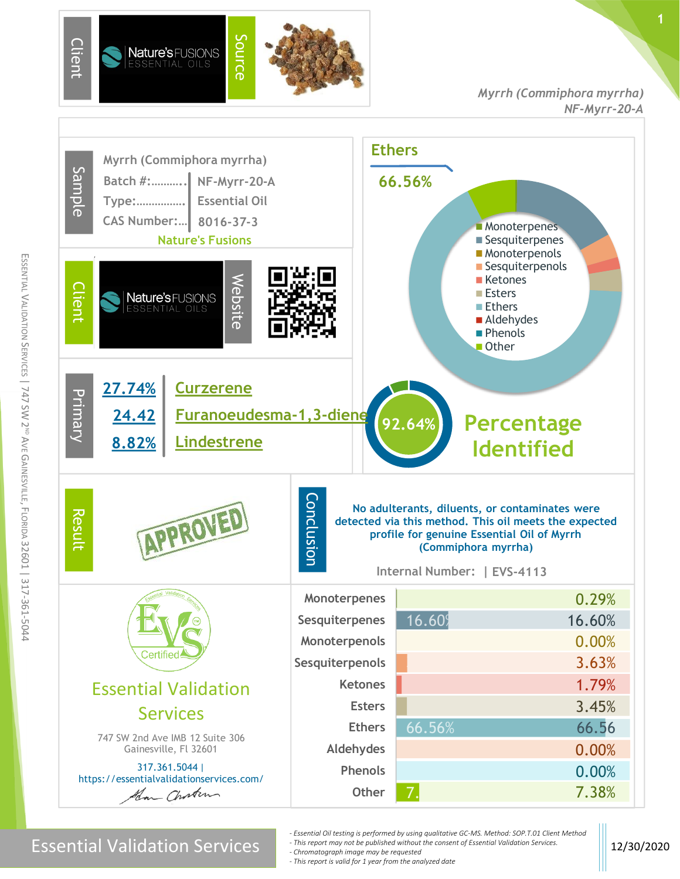**Client:** Nature's FUSIONS ESSENTIAL OILS

**Source**

*Myrrh (Commiphora myrrha)*
*NF-Myrr-20-A*

## Sample

Myrrh (Commiphora myrrha)

| | |
|---|---|
| Batch #:.......... | NF-Myrr-20-A |
| Type:................ | Essential Oil |
| CAS Number:... | 8016-37-3 |

Nature's Fusions

**Client:** Nature's FUSIONS ESSENTIAL OILS

**Website**

## Ethers

66.56%

## Primary

| | |
|---|---|
| 27.74% | Curzerene |
| 24.42 | Furanoeudesma-1,3-diene |
| 8.82% | Lindestrene |

## Percentage Identified

92.64%

## Result

APPROVED

## Conclusion

No adulterants, diluents, or contaminates were detected via this method. This oil meets the expected profile for genuine Essential Oil of Myrrh (Commiphora myrrha)

Internal Number: | EVS-4113

| Class | Percentage |
|---|---|
| Monoterpenes | 0.29% |
| Sesquiterpenes | 16.60% |
| Monoterpenols | 0.00% |
| Sesquiterpenols | 3.63% |
| Ketones | 1.79% |
| Esters | 3.45% |
| Ethers | 66.56 |
| Aldehydes | 0.00% |
| Phenols | 0.00% |
| Other | 7.38% |

## Essential Validation Services

747 SW 2nd Ave IMB 12 Suite 306
Gainesville, Fl 32601

317.361.5044 |
https://essentialvalidationservices.com/

Essential Validation Services | 747 SW 2nd Ave Gainesville, Florida 32601 | 317-361-5044

Essential Validation Services

*- Essential Oil testing is performed by using qualitative GC-MS. Method: SOP.T.01 Client Method*
*- This report may not be published without the consent of Essential Validation Services.*
*- Chromatograph image may be requested*
*- This report is valid for 1 year from the analyzed date*

12/30/2020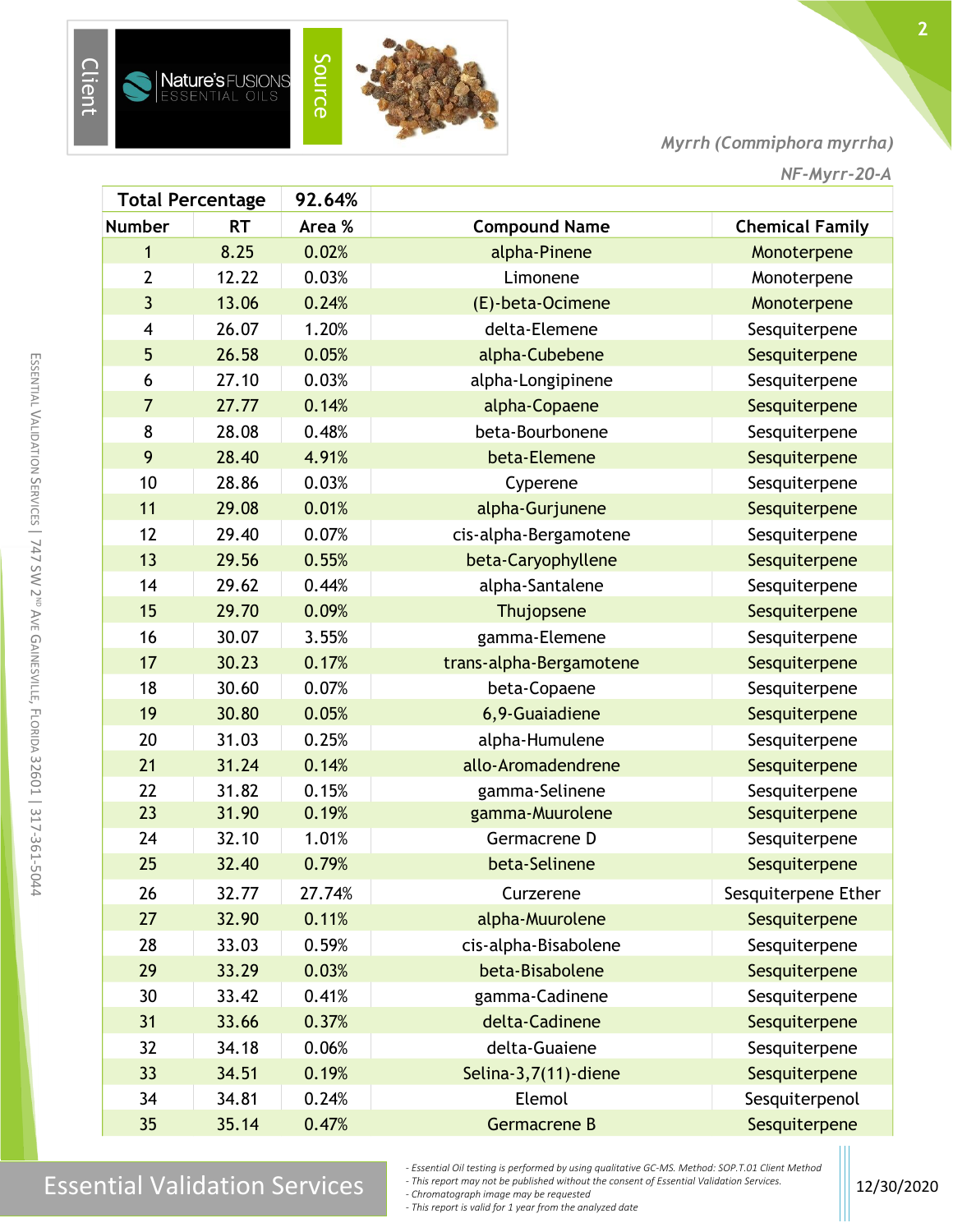Client

Nature's FUSIONS ESSENTIAL OILS

Source

*Myrrh (Commiphora myrrha)*

*NF-Myrr-20-A*

| Total Percentage | | 92.64% | | |
|---|---|---|---|---|
| **Number** | **RT** | **Area %** | **Compound Name** | **Chemical Family** |
| 1 | 8.25 | 0.02% | alpha-Pinene | Monoterpene |
| 2 | 12.22 | 0.03% | Limonene | Monoterpene |
| 3 | 13.06 | 0.24% | (E)-beta-Ocimene | Monoterpene |
| 4 | 26.07 | 1.20% | delta-Elemene | Sesquiterpene |
| 5 | 26.58 | 0.05% | alpha-Cubebene | Sesquiterpene |
| 6 | 27.10 | 0.03% | alpha-Longipinene | Sesquiterpene |
| 7 | 27.77 | 0.14% | alpha-Copaene | Sesquiterpene |
| 8 | 28.08 | 0.48% | beta-Bourbonene | Sesquiterpene |
| 9 | 28.40 | 4.91% | beta-Elemene | Sesquiterpene |
| 10 | 28.86 | 0.03% | Cyperene | Sesquiterpene |
| 11 | 29.08 | 0.01% | alpha-Gurjunene | Sesquiterpene |
| 12 | 29.40 | 0.07% | cis-alpha-Bergamotene | Sesquiterpene |
| 13 | 29.56 | 0.55% | beta-Caryophyllene | Sesquiterpene |
| 14 | 29.62 | 0.44% | alpha-Santalene | Sesquiterpene |
| 15 | 29.70 | 0.09% | Thujopsene | Sesquiterpene |
| 16 | 30.07 | 3.55% | gamma-Elemene | Sesquiterpene |
| 17 | 30.23 | 0.17% | trans-alpha-Bergamotene | Sesquiterpene |
| 18 | 30.60 | 0.07% | beta-Copaene | Sesquiterpene |
| 19 | 30.80 | 0.05% | 6,9-Guaiadiene | Sesquiterpene |
| 20 | 31.03 | 0.25% | alpha-Humulene | Sesquiterpene |
| 21 | 31.24 | 0.14% | allo-Aromadendrene | Sesquiterpene |
| 22 | 31.82 | 0.15% | gamma-Selinene | Sesquiterpene |
| 23 | 31.90 | 0.19% | gamma-Muurolene | Sesquiterpene |
| 24 | 32.10 | 1.01% | Germacrene D | Sesquiterpene |
| 25 | 32.40 | 0.79% | beta-Selinene | Sesquiterpene |
| 26 | 32.77 | 27.74% | Curzerene | Sesquiterpene Ether |
| 27 | 32.90 | 0.11% | alpha-Muurolene | Sesquiterpene |
| 28 | 33.03 | 0.59% | cis-alpha-Bisabolene | Sesquiterpene |
| 29 | 33.29 | 0.03% | beta-Bisabolene | Sesquiterpene |
| 30 | 33.42 | 0.41% | gamma-Cadinene | Sesquiterpene |
| 31 | 33.66 | 0.37% | delta-Cadinene | Sesquiterpene |
| 32 | 34.18 | 0.06% | delta-Guaiene | Sesquiterpene |
| 33 | 34.51 | 0.19% | Selina-3,7(11)-diene | Sesquiterpene |
| 34 | 34.81 | 0.24% | Elemol | Sesquiterpenol |
| 35 | 35.14 | 0.47% | Germacrene B | Sesquiterpene |

- *Essential Oil testing is performed by using qualitative GC-MS. Method: SOP.T.01 Client Method*
- *This report may not be published without the consent of Essential Validation Services.*
- *Chromatograph image may be requested*
- *This report is valid for 1 year from the analyzed date*

12/30/2020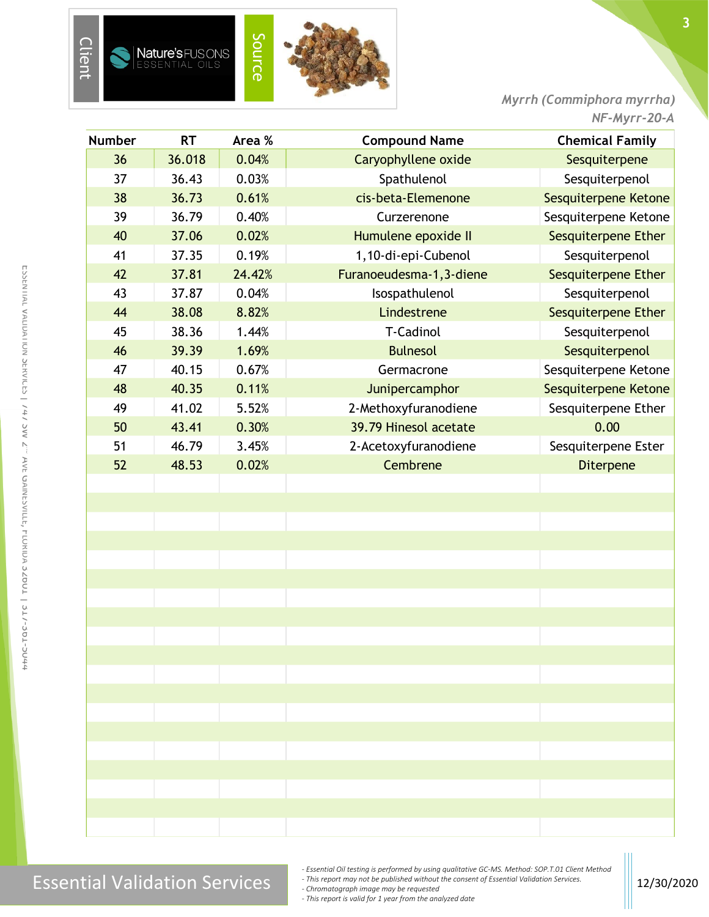Client

Nature's FUSIONS ESSENTIAL OILS

Source

*Myrrh (Commiphora myrrha)*
*NF-Myrr-20-A*

| Number | RT | Area % | Compound Name | Chemical Family |
|---|---|---|---|---|
| 36 | 36.018 | 0.04% | Caryophyllene oxide | Sesquiterpene |
| 37 | 36.43 | 0.03% | Spathulenol | Sesquiterpenol |
| 38 | 36.73 | 0.61% | cis-beta-Elemenone | Sesquiterpene Ketone |
| 39 | 36.79 | 0.40% | Curzerenone | Sesquiterpene Ketone |
| 40 | 37.06 | 0.02% | Humulene epoxide II | Sesquiterpene Ether |
| 41 | 37.35 | 0.19% | 1,10-di-epi-Cubenol | Sesquiterpenol |
| 42 | 37.81 | 24.42% | Furanoeudesma-1,3-diene | Sesquiterpene Ether |
| 43 | 37.87 | 0.04% | Isospathulenol | Sesquiterpenol |
| 44 | 38.08 | 8.82% | Lindestrene | Sesquiterpene Ether |
| 45 | 38.36 | 1.44% | T-Cadinol | Sesquiterpenol |
| 46 | 39.39 | 1.69% | Bulnesol | Sesquiterpenol |
| 47 | 40.15 | 0.67% | Germacrone | Sesquiterpene Ketone |
| 48 | 40.35 | 0.11% | Junipercamphor | Sesquiterpene Ketone |
| 49 | 41.02 | 5.52% | 2-Methoxyfuranodiene | Sesquiterpene Ether |
| 50 | 43.41 | 0.30% | 39.79 Hinesol acetate | 0.00 |
| 51 | 46.79 | 3.45% | 2-Acetoxyfuranodiene | Sesquiterpene Ester |
| 52 | 48.53 | 0.02% | Cembrene | Diterpene |

Essential Validation Services

- *Essential Oil testing is performed by using qualitative GC-MS. Method: SOP.T.01 Client Method*
- *This report may not be published without the consent of Essential Validation Services.*
- *Chromatograph image may be requested*
- *This report is valid for 1 year from the analyzed date*

12/30/2020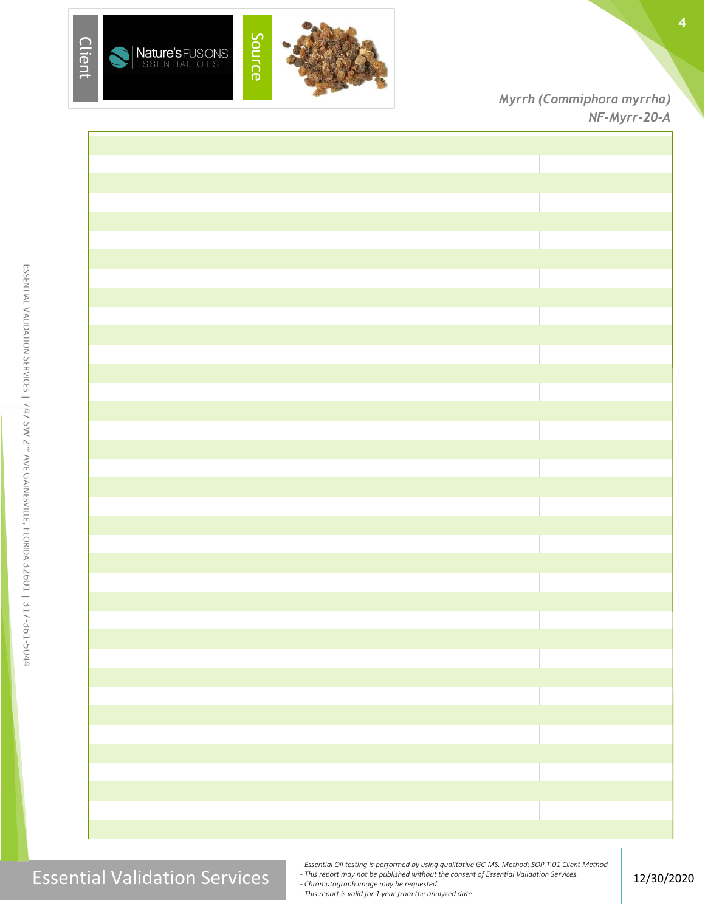Client

Nature's FUSIONS ESSENTIAL OILS

Source

*Myrrh (Commiphora myrrha)*
*NF-Myrr-20-A*

- *Essential Oil testing is performed by using qualitative GC-MS. Method: SOP.T.01 Client Method*
- *This report may not be published without the consent of Essential Validation Services.*
- *Chromatograph image may be requested*
- *This report is valid for 1 year from the analyzed date*

12/30/2020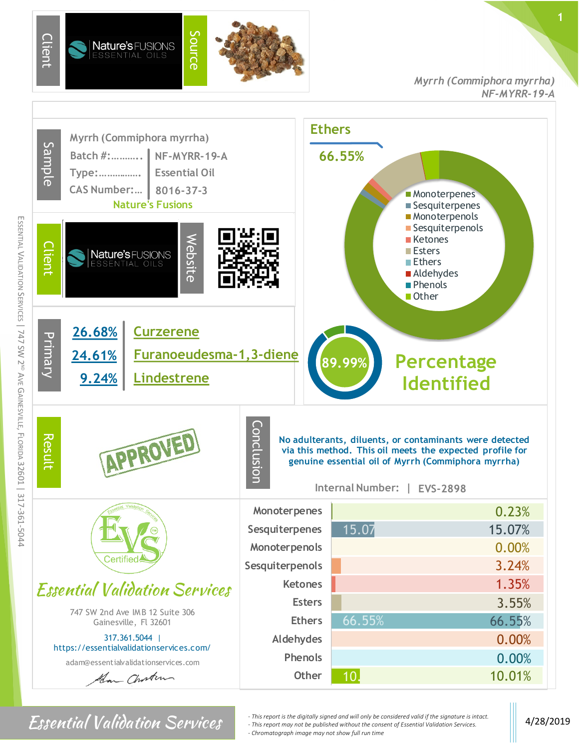**Client:** Nature's FUSIONS ESSENTIAL OILS

**Source**

*Myrrh (Commiphora myrrha)*
*NF-MYRR-19-A*

## Sample

Myrrh (Commiphora myrrha)

| | |
|---|---|
| Batch #:......... | NF-MYRR-19-A |
| Type:............... | Essential Oil |
| CAS Number:... | 8016-37-3 |

Nature's Fusions

## Ethers

66.55%

- Monoterpenes
- Sesquiterpenes
- Monoterpenols
- Sesquiterpenols
- Ketones
- Esters
- Ethers
- Aldehydes
- Phenols
- Other

**Client:** Nature's FUSIONS ESSENTIAL OILS

**Website**

## Primary

| | |
|---|---|
| 26.68% | Curzerene |
| 24.61% | Furanoeudesma-1,3-diene |
| 9.24% | Lindestrene |

89.99% **Percentage Identified**

## Result

APPROVED

## Conclusion

No adulterants, diluents, or contaminants were detected via this method. This oil meets the expected profile for genuine essential oil of Myrrh (Commiphora myrrha)

Internal Number: | EVS-2898

| Class | Percentage |
|---|---|
| Monoterpenes | 0.23% |
| Sesquiterpenes | 15.07% |
| Monoterpenols | 0.00% |
| Sesquiterpenols | 3.24% |
| Ketones | 1.35% |
| Esters | 3.55% |
| Ethers | 66.55% |
| Aldehydes | 0.00% |
| Phenols | 0.00% |
| Other | 10.01% |

EVS Certified

*Essential Validation Services*

747 SW 2nd Ave IMB 12 Suite 306
Gainesville, Fl 32601

317.361.5044 | https://essentialvalidationservices.com/

adam@essentialvalidationservices.com

Essential Validation Services | 747 SW 2nd Ave Gainesville, Florida 32601 | 317-361-5044

*Essential Validation Services*

- *This report is the digitally signed and will only be considered valid if the signature is intact.*
- *This report may not be published without the consent of Essential Validation Services.*
- *Chromatograph image may not show full run time*

4/28/2019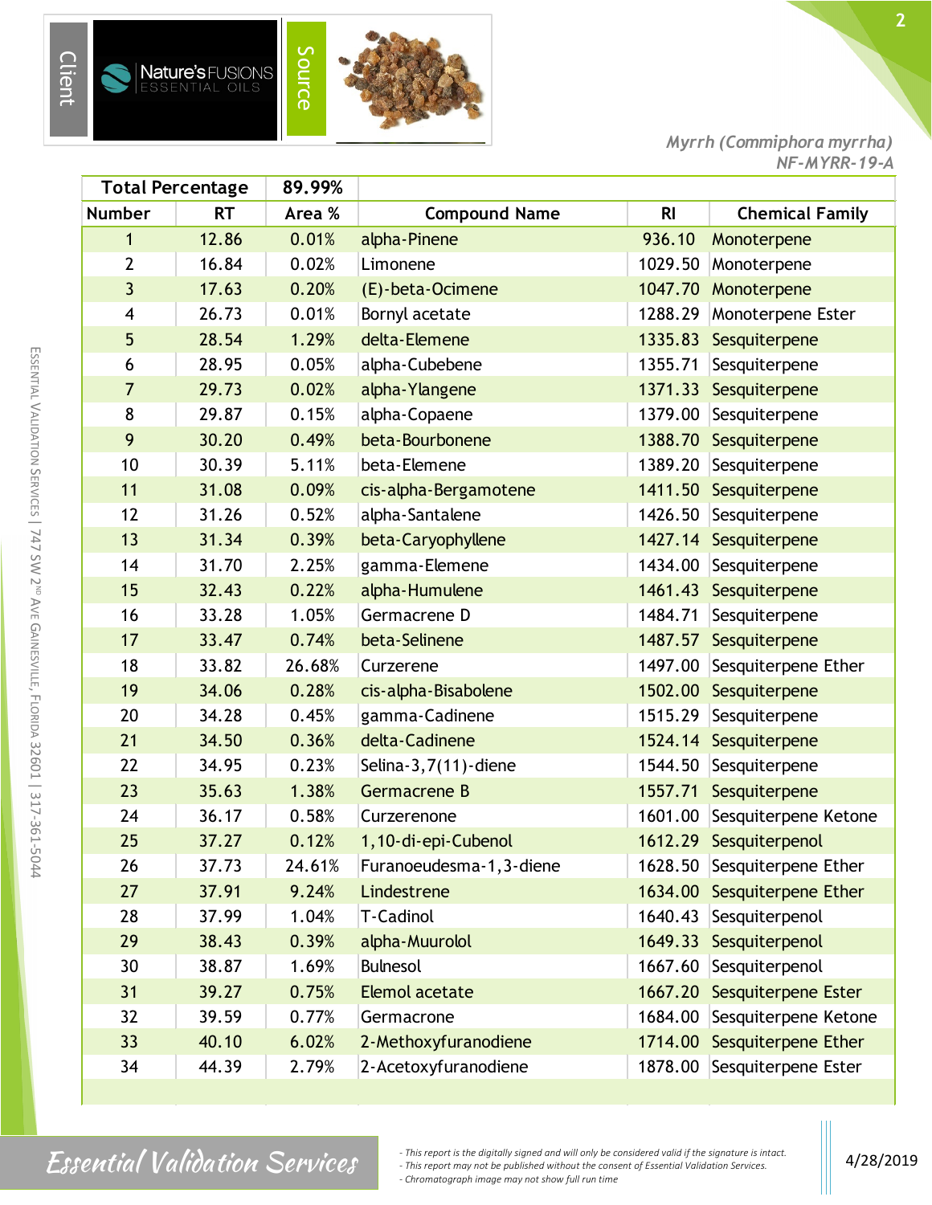Client | Source

*Myrrh (Commiphora myrrha)*
*NF-MYRR-19-A*

| Total Percentage | | 89.99% | | | |
|---|---|---|---|---|---|
| Number | RT | Area % | Compound Name | RI | Chemical Family |
| 1 | 12.86 | 0.01% | alpha-Pinene | 936.10 | Monoterpene |
| 2 | 16.84 | 0.02% | Limonene | 1029.50 | Monoterpene |
| 3 | 17.63 | 0.20% | (E)-beta-Ocimene | 1047.70 | Monoterpene |
| 4 | 26.73 | 0.01% | Bornyl acetate | 1288.29 | Monoterpene Ester |
| 5 | 28.54 | 1.29% | delta-Elemene | 1335.83 | Sesquiterpene |
| 6 | 28.95 | 0.05% | alpha-Cubebene | 1355.71 | Sesquiterpene |
| 7 | 29.73 | 0.02% | alpha-Ylangene | 1371.33 | Sesquiterpene |
| 8 | 29.87 | 0.15% | alpha-Copaene | 1379.00 | Sesquiterpene |
| 9 | 30.20 | 0.49% | beta-Bourbonene | 1388.70 | Sesquiterpene |
| 10 | 30.39 | 5.11% | beta-Elemene | 1389.20 | Sesquiterpene |
| 11 | 31.08 | 0.09% | cis-alpha-Bergamotene | 1411.50 | Sesquiterpene |
| 12 | 31.26 | 0.52% | alpha-Santalene | 1426.50 | Sesquiterpene |
| 13 | 31.34 | 0.39% | beta-Caryophyllene | 1427.14 | Sesquiterpene |
| 14 | 31.70 | 2.25% | gamma-Elemene | 1434.00 | Sesquiterpene |
| 15 | 32.43 | 0.22% | alpha-Humulene | 1461.43 | Sesquiterpene |
| 16 | 33.28 | 1.05% | Germacrene D | 1484.71 | Sesquiterpene |
| 17 | 33.47 | 0.74% | beta-Selinene | 1487.57 | Sesquiterpene |
| 18 | 33.82 | 26.68% | Curzerene | 1497.00 | Sesquiterpene Ether |
| 19 | 34.06 | 0.28% | cis-alpha-Bisabolene | 1502.00 | Sesquiterpene |
| 20 | 34.28 | 0.45% | gamma-Cadinene | 1515.29 | Sesquiterpene |
| 21 | 34.50 | 0.36% | delta-Cadinene | 1524.14 | Sesquiterpene |
| 22 | 34.95 | 0.23% | Selina-3,7(11)-diene | 1544.50 | Sesquiterpene |
| 23 | 35.63 | 1.38% | Germacrene B | 1557.71 | Sesquiterpene |
| 24 | 36.17 | 0.58% | Curzerenone | 1601.00 | Sesquiterpene Ketone |
| 25 | 37.27 | 0.12% | 1,10-di-epi-Cubenol | 1612.29 | Sesquiterpenol |
| 26 | 37.73 | 24.61% | Furanoeudesma-1,3-diene | 1628.50 | Sesquiterpene Ether |
| 27 | 37.91 | 9.24% | Lindestrene | 1634.00 | Sesquiterpene Ether |
| 28 | 37.99 | 1.04% | T-Cadinol | 1640.43 | Sesquiterpenol |
| 29 | 38.43 | 0.39% | alpha-Muurolol | 1649.33 | Sesquiterpenol |
| 30 | 38.87 | 1.69% | Bulnesol | 1667.60 | Sesquiterpenol |
| 31 | 39.27 | 0.75% | Elemol acetate | 1667.20 | Sesquiterpene Ester |
| 32 | 39.59 | 0.77% | Germacrone | 1684.00 | Sesquiterpene Ketone |
| 33 | 40.10 | 6.02% | 2-Methoxyfuranodiene | 1714.00 | Sesquiterpene Ether |
| 34 | 44.39 | 2.79% | 2-Acetoxyfuranodiene | 1878.00 | Sesquiterpene Ester |

- *This report is the digitally signed and will only be considered valid if the signature is intact.*
- *This report may not be published without the consent of Essential Validation Services.*
- *Chromatograph image may not show full run time*

4/28/2019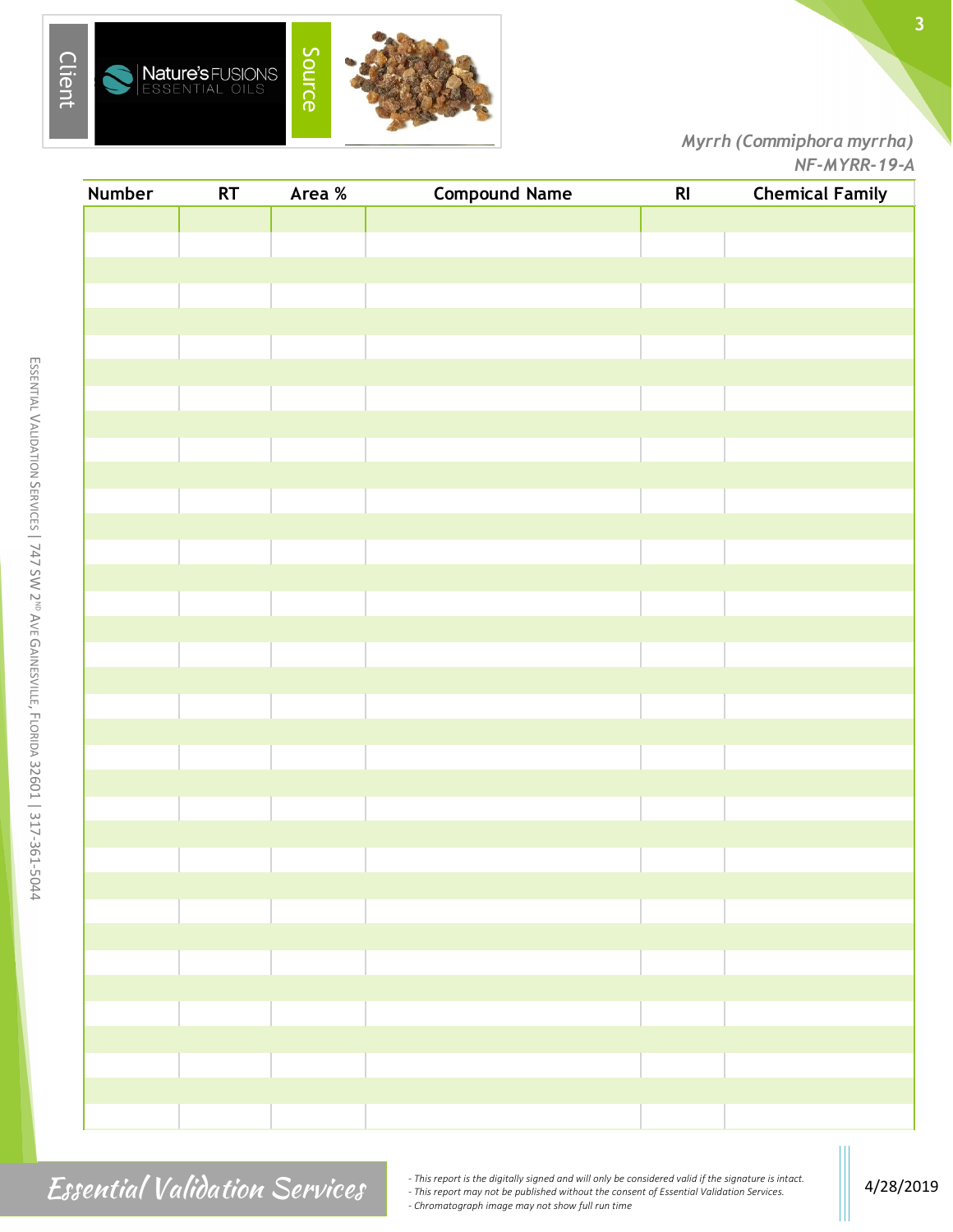Myrrh (Commiphora myrrha)
NF-MYRR-19-A

| Number | RT | Area % | Compound Name | RI | Chemical Family |
|---|---|---|---|---|---|
| | | | | | |

ESSENTIAL VALIDATION SERVICES | 747 SW 2ND AVE GAINESVILLE, FLORIDA 32601 | 317-361-5044

Essential Validation Services

- This report is the digitally signed and will only be considered valid if the signature is intact.
- This report may not be published without the consent of Essential Validation Services.
- Chromatograph image may not show full run time

4/28/2019